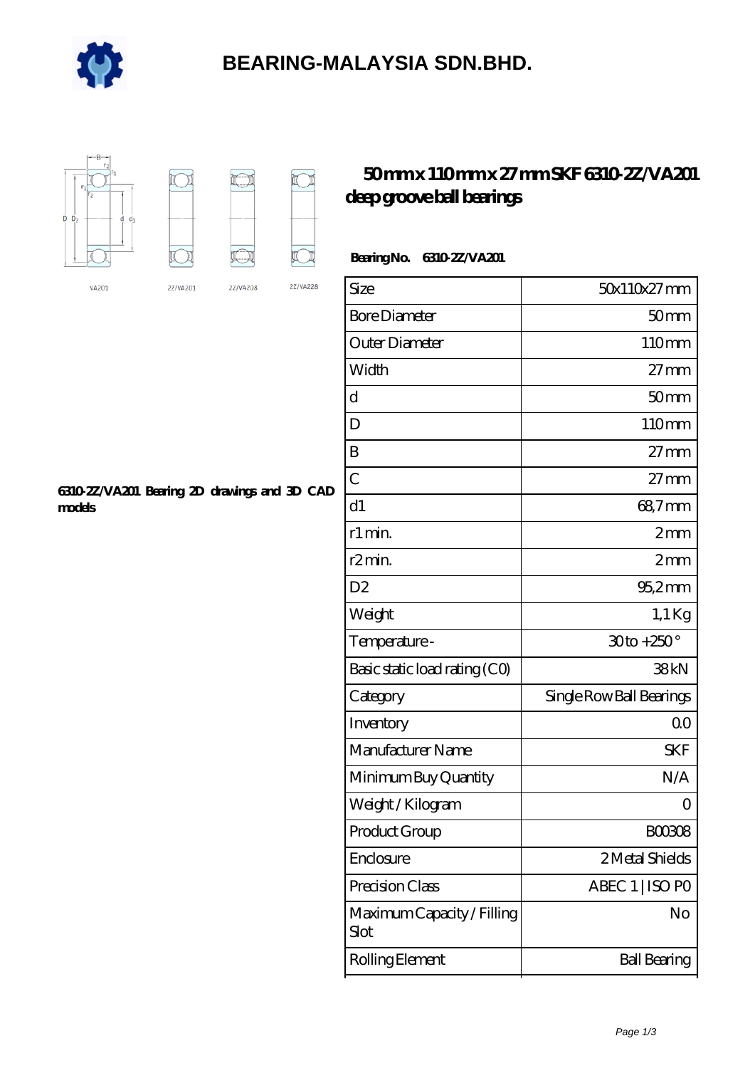# BEARING-MALAYSIA SDN.BHD.

VA201 2Z/VA201 2Z/VA208 2Z/VA228

## 50 mm x 110 mm x 27 mm SKF 6310-2Z/VA201 deep groove ball bearings

**Bearing No. 6310-2Z/VA201**

| Size | 50x110x27 mm |
|---|---|
| Bore Diameter | 50 mm |
| Outer Diameter | 110 mm |
| Width | 27 mm |
| d | 50 mm |
| D | 110 mm |
| B | 27 mm |
| C | 27 mm |
| d1 | 68,7 mm |
| r1 min. | 2 mm |
| r2 min. | 2 mm |
| D2 | 95,2 mm |
| Weight | 1,1 Kg |
| Temperature - | 30 to +250 ° |
| Basic static load rating (C0) | 38 kN |
| Category | Single Row Ball Bearings |
| Inventory | 0.0 |
| Manufacturer Name | SKF |
| Minimum Buy Quantity | N/A |
| Weight / Kilogram | 0 |
| Product Group | B00308 |
| Enclosure | 2 Metal Shields |
| Precision Class | ABEC 1 \| ISO P0 |
| Maximum Capacity / Filling Slot | No |
| Rolling Element | Ball Bearing |

**6310-2Z/VA201 Bearing 2D drawings and 3D CAD models**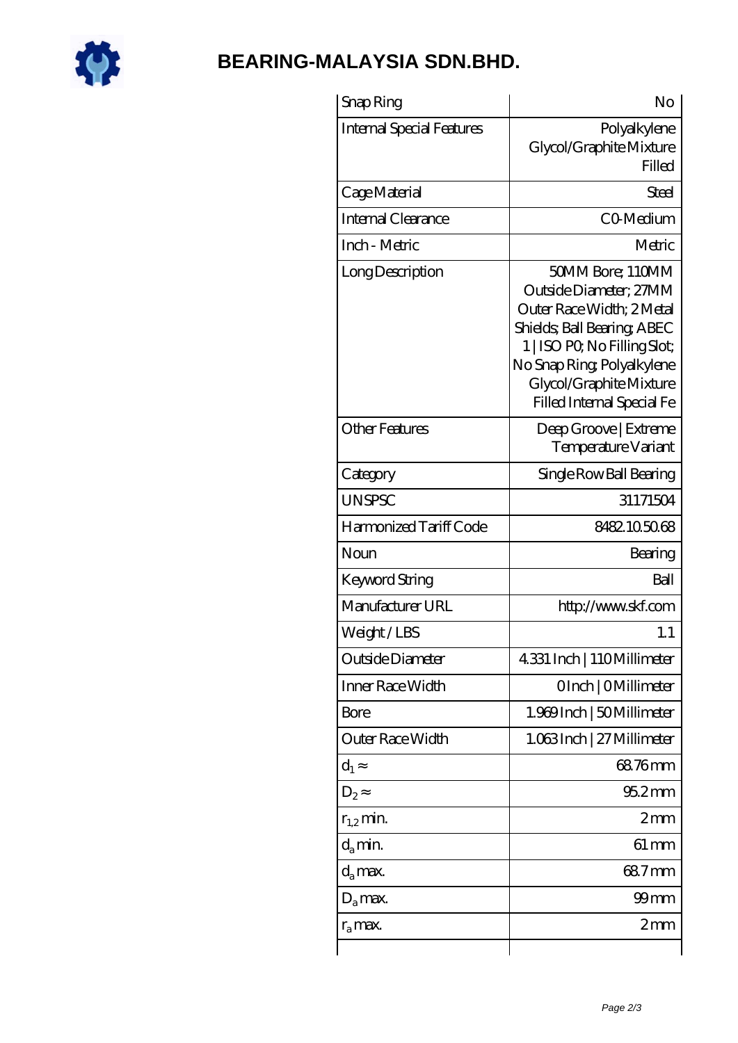# BEARING-MALAYSIA SDN.BHD.

| | |
|---|---|
| Snap Ring | No |
| Internal Special Features | Polyalkylene Glycol/Graphite Mixture Filled |
| Cage Material | Steel |
| Internal Clearance | C0-Medium |
| Inch - Metric | Metric |
| Long Description | 50MM Bore; 110MM Outside Diameter; 27MM Outer Race Width; 2 Metal Shields; Ball Bearing; ABEC 1 \| ISO P0; No Filling Slot; No Snap Ring; Polyalkylene Glycol/Graphite Mixture Filled Internal Special Fe |
| Other Features | Deep Groove \| Extreme Temperature Variant |
| Category | Single Row Ball Bearing |
| UNSPSC | 31171504 |
| Harmonized Tariff Code | 8482.10.50.68 |
| Noun | Bearing |
| Keyword String | Ball |
| Manufacturer URL | http://www.skf.com |
| Weight / LBS | 1.1 |
| Outside Diameter | 4.331 Inch \| 110 Millimeter |
| Inner Race Width | 0 Inch \| 0 Millimeter |
| Bore | 1.969 Inch \| 50 Millimeter |
| Outer Race Width | 1.063 Inch \| 27 Millimeter |
| $d_1 \approx$ | 68.76 mm |
| $D_2 \approx$ | 95.2 mm |
| $r_{1,2}$ min. | 2 mm |
| $d_a$ min. | 61 mm |
| $d_a$ max. | 68.7 mm |
| $D_a$ max. | 99 mm |
| $r_a$ max. | 2 mm |
| | |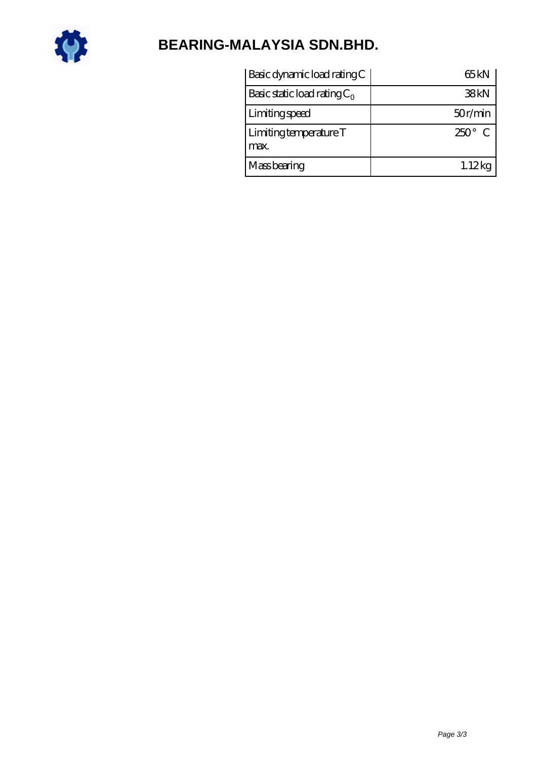# BEARING-MALAYSIA SDN.BHD.

| | |
|---|---|
| Basic dynamic load rating C | 65 kN |
| Basic static load rating $C_0$ | 38 kN |
| Limiting speed | 50 r/min |
| Limiting temperature T max. | 250 ° C |
| Mass bearing | 1.12 kg |